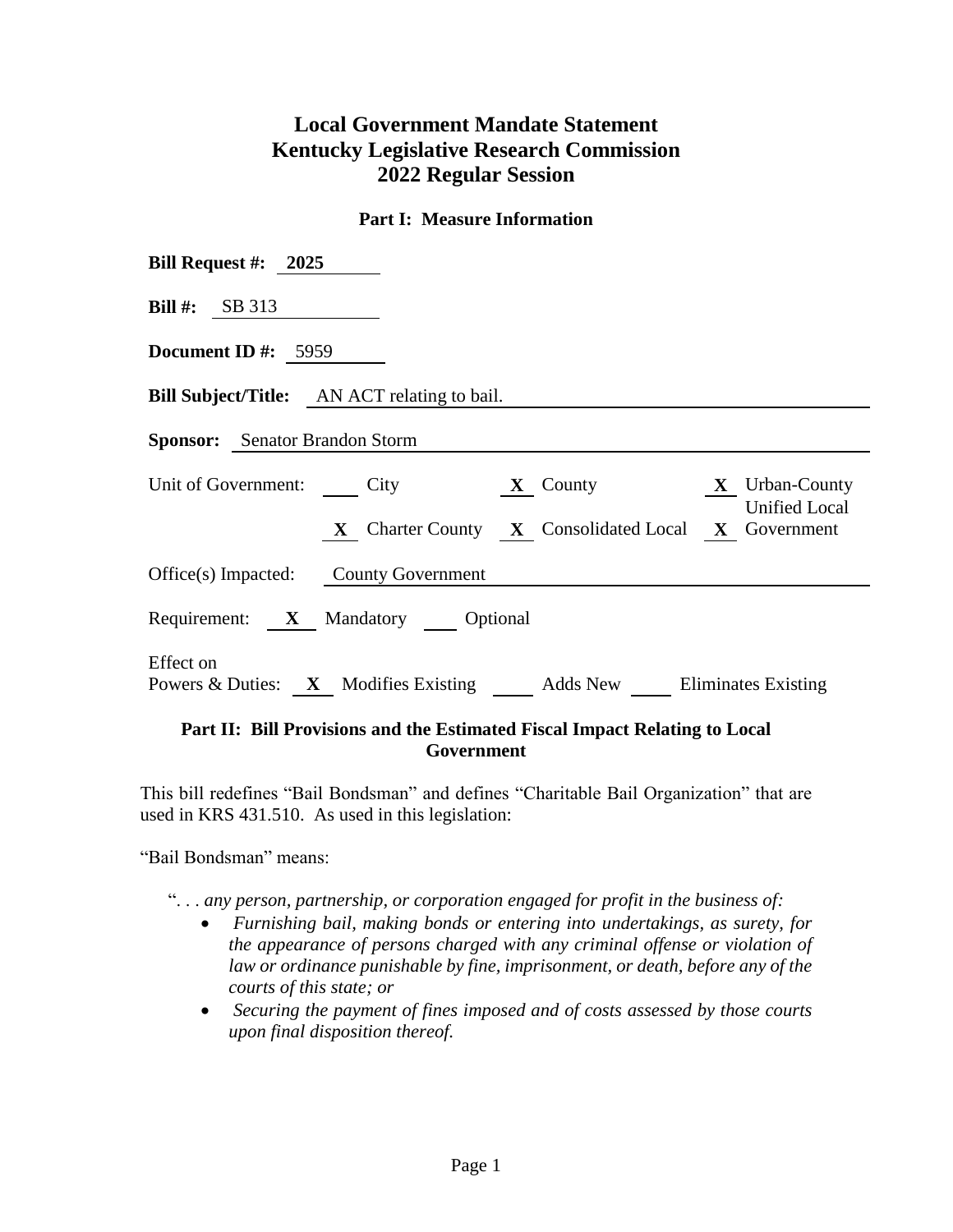# Local Government Mandate Statement
# Kentucky Legislative Research Commission
# 2022 Regular Session

## Part I: Measure Information

**Bill Request #:** 2025

**Bill #:** SB 313

**Document ID #:** 5959

**Bill Subject/Title:** AN ACT relating to bail.

**Sponsor:** Senator Brandon Storm

Unit of Government: ___ City &nbsp; **X** County &nbsp; **X** Urban-County &nbsp; **X** Charter County &nbsp; **X** Consolidated Local &nbsp; **X** Unified Local Government

Office(s) Impacted: County Government

Requirement: **X** Mandatory ___ Optional

Effect on Powers & Duties: **X** Modifies Existing ___ Adds New ___ Eliminates Existing

## Part II: Bill Provisions and the Estimated Fiscal Impact Relating to Local Government

This bill redefines "Bail Bondsman" and defines "Charitable Bail Organization" that are used in KRS 431.510. As used in this legislation:

"Bail Bondsman" means:

"*. . . any person, partnership, or corporation engaged for profit in the business of:*

- *Furnishing bail, making bonds or entering into undertakings, as surety, for the appearance of persons charged with any criminal offense or violation of law or ordinance punishable by fine, imprisonment, or death, before any of the courts of this state; or*
- *Securing the payment of fines imposed and of costs assessed by those courts upon final disposition thereof.*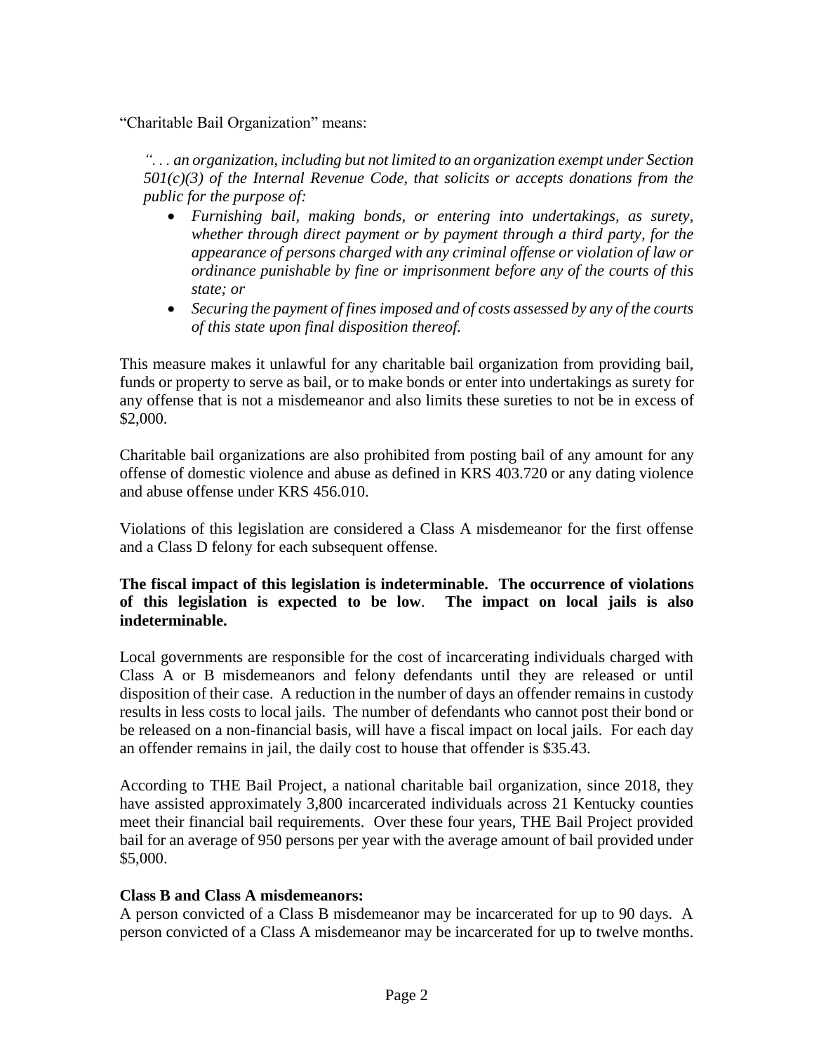"Charitable Bail Organization" means:

> *". . . an organization, including but not limited to an organization exempt under Section 501(c)(3) of the Internal Revenue Code, that solicits or accepts donations from the public for the purpose of:*
>
> - *Furnishing bail, making bonds, or entering into undertakings, as surety, whether through direct payment or by payment through a third party, for the appearance of persons charged with any criminal offense or violation of law or ordinance punishable by fine or imprisonment before any of the courts of this state; or*
> - *Securing the payment of fines imposed and of costs assessed by any of the courts of this state upon final disposition thereof.*

This measure makes it unlawful for any charitable bail organization from providing bail, funds or property to serve as bail, or to make bonds or enter into undertakings as surety for any offense that is not a misdemeanor and also limits these sureties to not be in excess of $2,000.

Charitable bail organizations are also prohibited from posting bail of any amount for any offense of domestic violence and abuse as defined in KRS 403.720 or any dating violence and abuse offense under KRS 456.010.

Violations of this legislation are considered a Class A misdemeanor for the first offense and a Class D felony for each subsequent offense.

**The fiscal impact of this legislation is indeterminable. The occurrence of violations of this legislation is expected to be low. The impact on local jails is also indeterminable.**

Local governments are responsible for the cost of incarcerating individuals charged with Class A or B misdemeanors and felony defendants until they are released or until disposition of their case. A reduction in the number of days an offender remains in custody results in less costs to local jails. The number of defendants who cannot post their bond or be released on a non-financial basis, will have a fiscal impact on local jails. For each day an offender remains in jail, the daily cost to house that offender is $35.43.

According to THE Bail Project, a national charitable bail organization, since 2018, they have assisted approximately 3,800 incarcerated individuals across 21 Kentucky counties meet their financial bail requirements. Over these four years, THE Bail Project provided bail for an average of 950 persons per year with the average amount of bail provided under $5,000.

**Class B and Class A misdemeanors:**

A person convicted of a Class B misdemeanor may be incarcerated for up to 90 days. A person convicted of a Class A misdemeanor may be incarcerated for up to twelve months.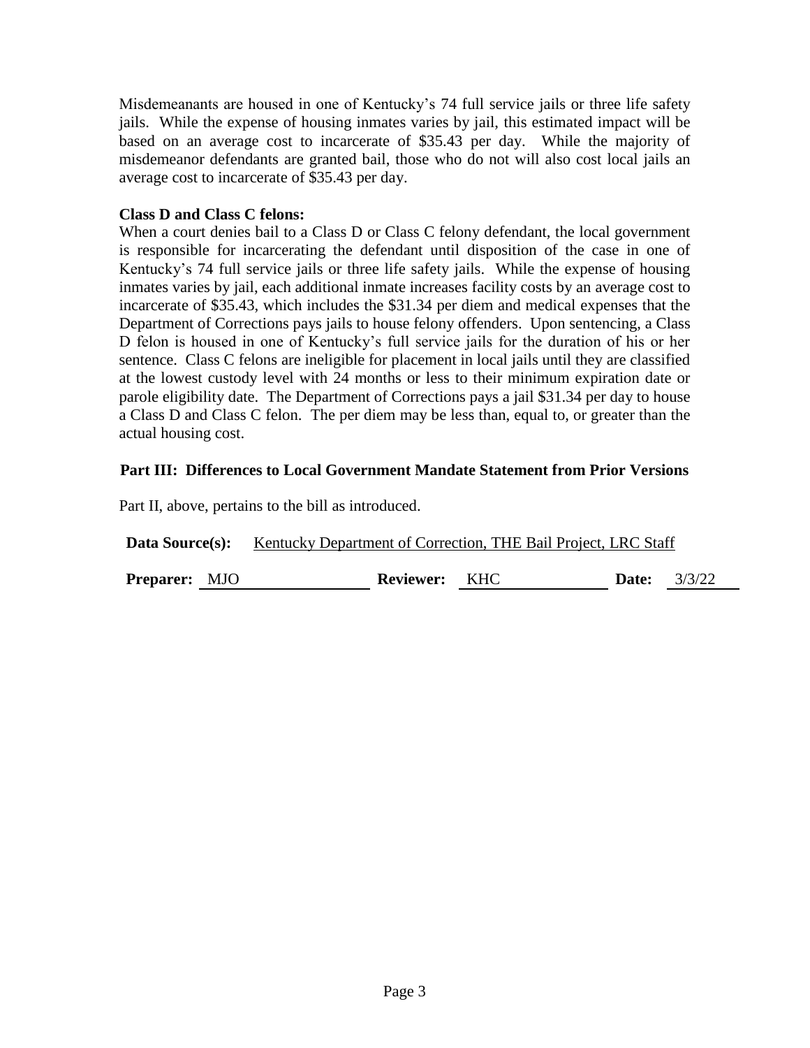Misdemeanants are housed in one of Kentucky's 74 full service jails or three life safety jails. While the expense of housing inmates varies by jail, this estimated impact will be based on an average cost to incarcerate of $35.43 per day. While the majority of misdemeanor defendants are granted bail, those who do not will also cost local jails an average cost to incarcerate of $35.43 per day.

**Class D and Class C felons:**

When a court denies bail to a Class D or Class C felony defendant, the local government is responsible for incarcerating the defendant until disposition of the case in one of Kentucky's 74 full service jails or three life safety jails. While the expense of housing inmates varies by jail, each additional inmate increases facility costs by an average cost to incarcerate of $35.43, which includes the $31.34 per diem and medical expenses that the Department of Corrections pays jails to house felony offenders. Upon sentencing, a Class D felon is housed in one of Kentucky's full service jails for the duration of his or her sentence. Class C felons are ineligible for placement in local jails until they are classified at the lowest custody level with 24 months or less to their minimum expiration date or parole eligibility date. The Department of Corrections pays a jail $31.34 per day to house a Class D and Class C felon. The per diem may be less than, equal to, or greater than the actual housing cost.

## Part III: Differences to Local Government Mandate Statement from Prior Versions

Part II, above, pertains to the bill as introduced.

**Data Source(s):** Kentucky Department of Correction, THE Bail Project, LRC Staff

**Preparer:** MJO **Reviewer:** KHC **Date:** 3/3/22